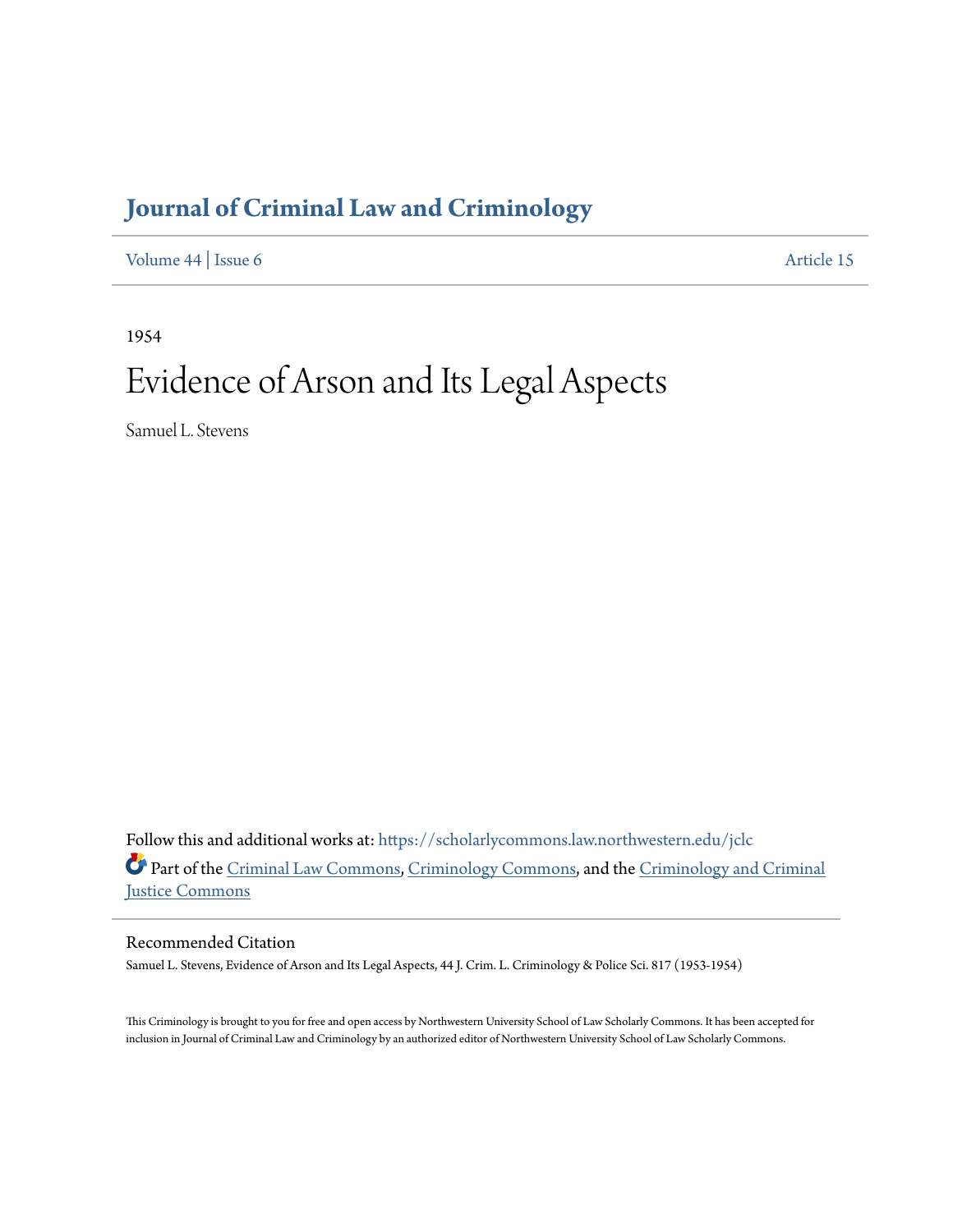# Journal of Criminal Law and Criminology

Volume 44 | Issue 6 | Article 15

1954

# Evidence of Arson and Its Legal Aspects

Samuel L. Stevens

Follow this and additional works at: https://scholarlycommons.law.northwestern.edu/jclc

Part of the Criminal Law Commons, Criminology Commons, and the Criminology and Criminal Justice Commons

## Recommended Citation

Samuel L. Stevens, Evidence of Arson and Its Legal Aspects, 44 J. Crim. L. Criminology & Police Sci. 817 (1953-1954)

This Criminology is brought to you for free and open access by Northwestern University School of Law Scholarly Commons. It has been accepted for inclusion in Journal of Criminal Law and Criminology by an authorized editor of Northwestern University School of Law Scholarly Commons.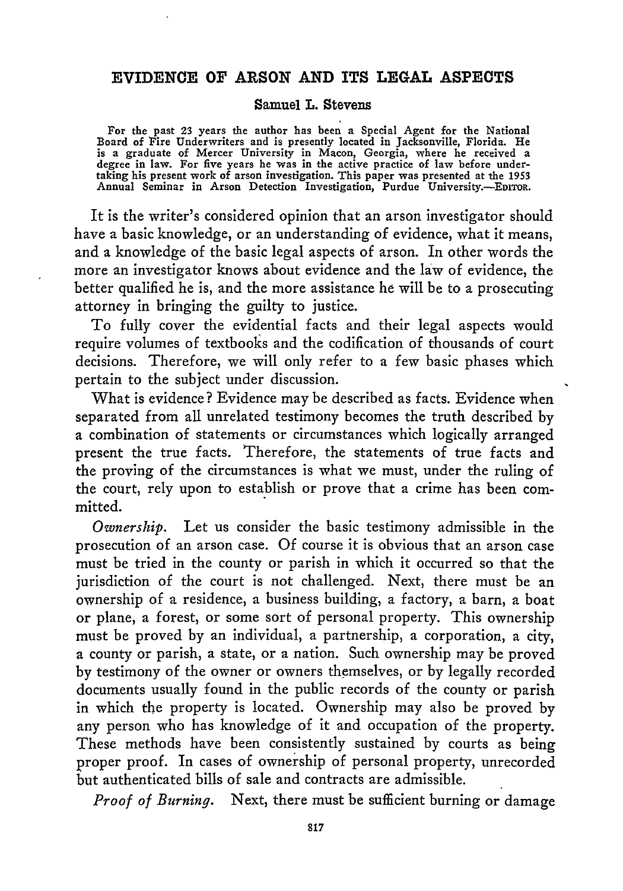## EVIDENCE OF ARSON AND ITS LEGAL ASPECTS

**Samuel L. Stevens**

For the past 23 years the author has been a Special Agent for the National Board of Fire Underwriters and is presently located in Jacksonville, Florida. He is a graduate of Mercer University in Macon, Georgia, where he received a degree in law. For five years he was in the active practice of law before undertaking his present work of arson investigation. This paper was presented at the 1953 Annual Seminar in Arson Detection Investigation, Purdue University.—EDITOR.

It is the writer's considered opinion that an arson investigator should have a basic knowledge, or an understanding of evidence, what it means, and a knowledge of the basic legal aspects of arson. In other words the more an investigator knows about evidence and the law of evidence, the better qualified he is, and the more assistance he will be to a prosecuting attorney in bringing the guilty to justice.

To fully cover the evidential facts and their legal aspects would require volumes of textbooks and the codification of thousands of court decisions. Therefore, we will only refer to a few basic phases which pertain to the subject under discussion.

What is evidence? Evidence may be described as facts. Evidence when separated from all unrelated testimony becomes the truth described by a combination of statements or circumstances which logically arranged present the true facts. Therefore, the statements of true facts and the proving of the circumstances is what we must, under the ruling of the court, rely upon to establish or prove that a crime has been committed.

*Ownership.* Let us consider the basic testimony admissible in the prosecution of an arson case. Of course it is obvious that an arson case must be tried in the county or parish in which it occurred so that the jurisdiction of the court is not challenged. Next, there must be an ownership of a residence, a business building, a factory, a barn, a boat or plane, a forest, or some sort of personal property. This ownership must be proved by an individual, a partnership, a corporation, a city, a county or parish, a state, or a nation. Such ownership may be proved by testimony of the owner or owners themselves, or by legally recorded documents usually found in the public records of the county or parish in which the property is located. Ownership may also be proved by any person who has knowledge of it and occupation of the property. These methods have been consistently sustained by courts as being proper proof. In cases of ownership of personal property, unrecorded but authenticated bills of sale and contracts are admissible.

*Proof of Burning.* Next, there must be sufficient burning or damage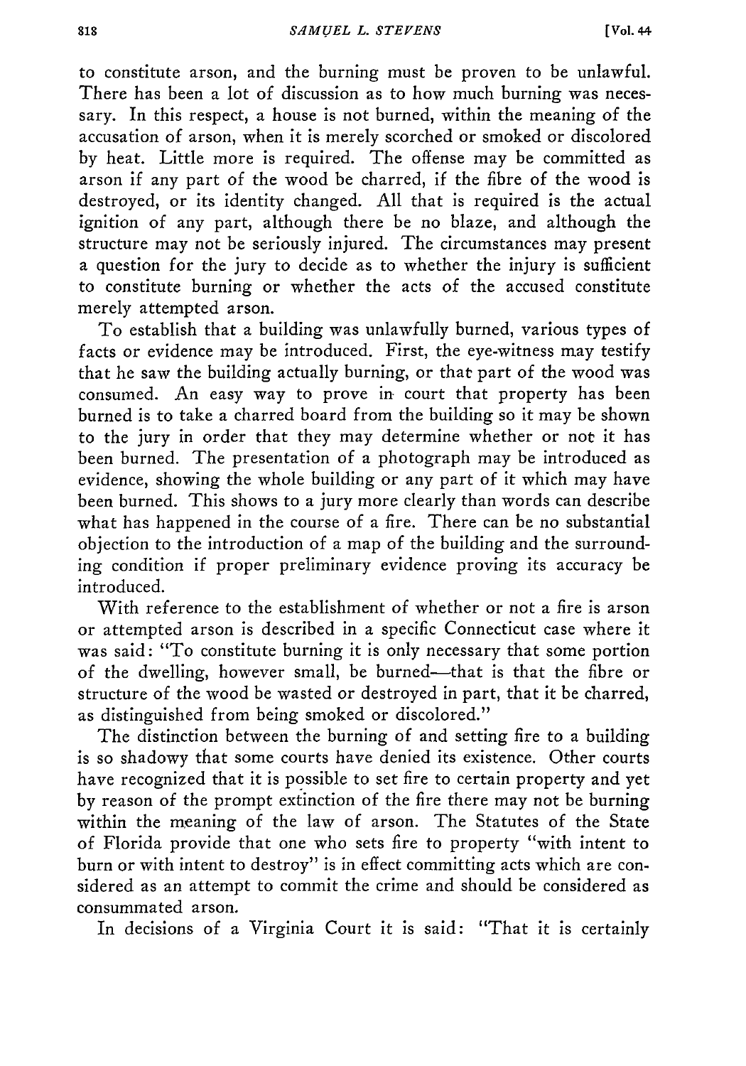to constitute arson, and the burning must be proven to be unlawful. There has been a lot of discussion as to how much burning was necessary. In this respect, a house is not burned, within the meaning of the accusation of arson, when it is merely scorched or smoked or discolored by heat. Little more is required. The offense may be committed as arson if any part of the wood be charred, if the fibre of the wood is destroyed, or its identity changed. All that is required is the actual ignition of any part, although there be no blaze, and although the structure may not be seriously injured. The circumstances may present a question for the jury to decide as to whether the injury is sufficient to constitute burning or whether the acts of the accused constitute merely attempted arson.

To establish that a building was unlawfully burned, various types of facts or evidence may be introduced. First, the eye-witness may testify that he saw the building actually burning, or that part of the wood was consumed. An easy way to prove in court that property has been burned is to take a charred board from the building so it may be shown to the jury in order that they may determine whether or not it has been burned. The presentation of a photograph may be introduced as evidence, showing the whole building or any part of it which may have been burned. This shows to a jury more clearly than words can describe what has happened in the course of a fire. There can be no substantial objection to the introduction of a map of the building and the surrounding condition if proper preliminary evidence proving its accuracy be introduced.

With reference to the establishment of whether or not a fire is arson or attempted arson is described in a specific Connecticut case where it was said: "To constitute burning it is only necessary that some portion of the dwelling, however small, be burned—that is that the fibre or structure of the wood be wasted or destroyed in part, that it be charred, as distinguished from being smoked or discolored."

The distinction between the burning of and setting fire to a building is so shadowy that some courts have denied its existence. Other courts have recognized that it is possible to set fire to certain property and yet by reason of the prompt extinction of the fire there may not be burning within the meaning of the law of arson. The Statutes of the State of Florida provide that one who sets fire to property "with intent to burn or with intent to destroy" is in effect committing acts which are considered as an attempt to commit the crime and should be considered as consummated arson.

In decisions of a Virginia Court it is said: "That it is certainly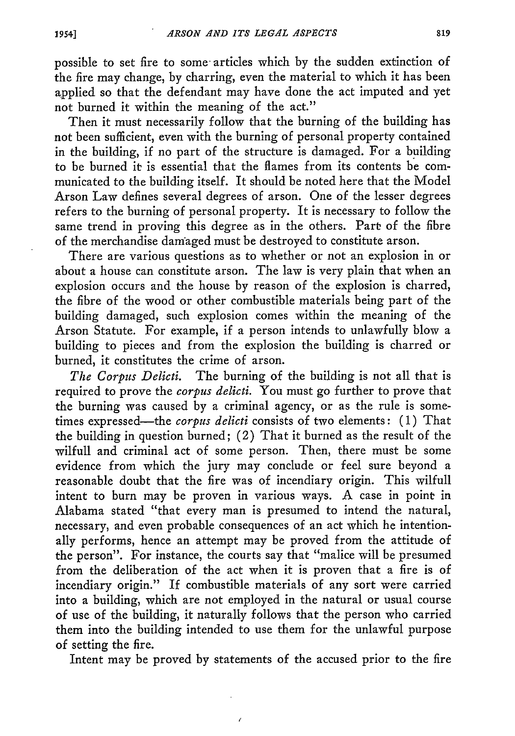possible to set fire to some articles which by the sudden extinction of the fire may change, by charring, even the material to which it has been applied so that the defendant may have done the act imputed and yet not burned it within the meaning of the act."

Then it must necessarily follow that the burning of the building has not been sufficient, even with the burning of personal property contained in the building, if no part of the structure is damaged. For a building to be burned it is essential that the flames from its contents be communicated to the building itself. It should be noted here that the Model Arson Law defines several degrees of arson. One of the lesser degrees refers to the burning of personal property. It is necessary to follow the same trend in proving this degree as in the others. Part of the fibre of the merchandise damaged must be destroyed to constitute arson.

There are various questions as to whether or not an explosion in or about a house can constitute arson. The law is very plain that when an explosion occurs and the house by reason of the explosion is charred, the fibre of the wood or other combustible materials being part of the building damaged, such explosion comes within the meaning of the Arson Statute. For example, if a person intends to unlawfully blow a building to pieces and from the explosion the building is charred or burned, it constitutes the crime of arson.

*The Corpus Delicti.* The burning of the building is not all that is required to prove the *corpus delicti.* You must go further to prove that the burning was caused by a criminal agency, or as the rule is sometimes expressed—the *corpus delicti* consists of two elements: (1) That the building in question burned; (2) That it burned as the result of the wilfull and criminal act of some person. Then, there must be some evidence from which the jury may conclude or feel sure beyond a reasonable doubt that the fire was of incendiary origin. This wilfull intent to burn may be proven in various ways. A case in point in Alabama stated "that every man is presumed to intend the natural, necessary, and even probable consequences of an act which he intentionally performs, hence an attempt may be proved from the attitude of the person". For instance, the courts say that "malice will be presumed from the deliberation of the act when it is proven that a fire is of incendiary origin." If combustible materials of any sort were carried into a building, which are not employed in the natural or usual course of use of the building, it naturally follows that the person who carried them into the building intended to use them for the unlawful purpose of setting the fire.

Intent may be proved by statements of the accused prior to the fire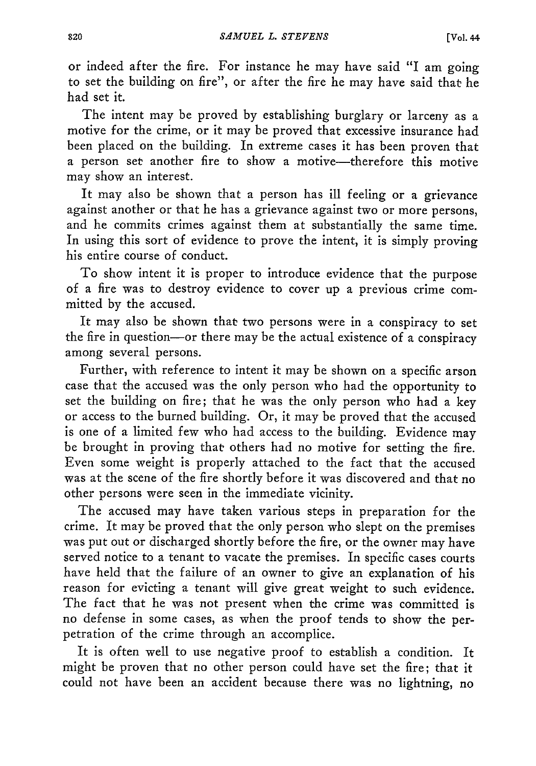or indeed after the fire. For instance he may have said "I am going to set the building on fire", or after the fire he may have said that he had set it.

The intent may be proved by establishing burglary or larceny as a motive for the crime, or it may be proved that excessive insurance had been placed on the building. In extreme cases it has been proven that a person set another fire to show a motive—therefore this motive may show an interest.

It may also be shown that a person has ill feeling or a grievance against another or that he has a grievance against two or more persons, and he commits crimes against them at substantially the same time. In using this sort of evidence to prove the intent, it is simply proving his entire course of conduct.

To show intent it is proper to introduce evidence that the purpose of a fire was to destroy evidence to cover up a previous crime committed by the accused.

It may also be shown that two persons were in a conspiracy to set the fire in question—or there may be the actual existence of a conspiracy among several persons.

Further, with reference to intent it may be shown on a specific arson case that the accused was the only person who had the opportunity to set the building on fire; that he was the only person who had a key or access to the burned building. Or, it may be proved that the accused is one of a limited few who had access to the building. Evidence may be brought in proving that others had no motive for setting the fire. Even some weight is properly attached to the fact that the accused was at the scene of the fire shortly before it was discovered and that no other persons were seen in the immediate vicinity.

The accused may have taken various steps in preparation for the crime. It may be proved that the only person who slept on the premises was put out or discharged shortly before the fire, or the owner may have served notice to a tenant to vacate the premises. In specific cases courts have held that the failure of an owner to give an explanation of his reason for evicting a tenant will give great weight to such evidence. The fact that he was not present when the crime was committed is no defense in some cases, as when the proof tends to show the perpetration of the crime through an accomplice.

It is often well to use negative proof to establish a condition. It might be proven that no other person could have set the fire; that it could not have been an accident because there was no lightning, no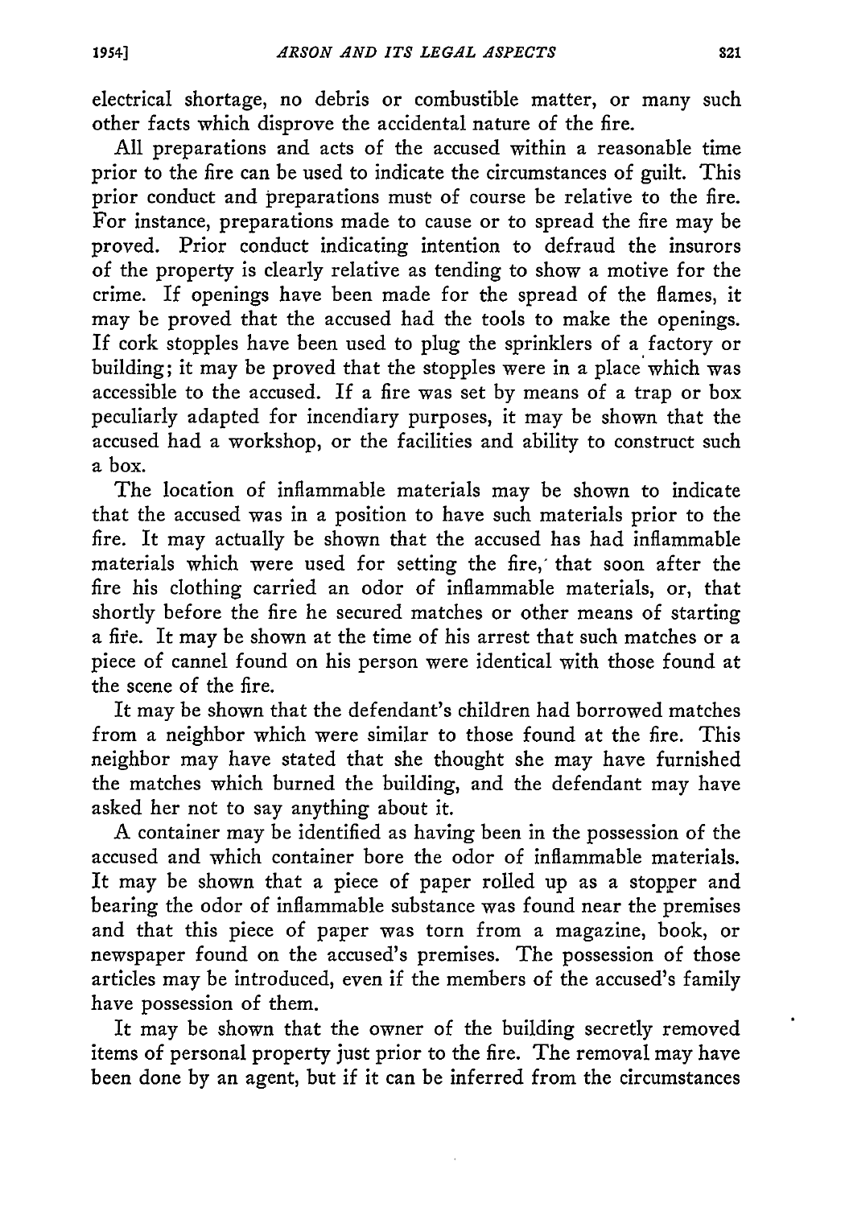electrical shortage, no debris or combustible matter, or many such other facts which disprove the accidental nature of the fire.

All preparations and acts of the accused within a reasonable time prior to the fire can be used to indicate the circumstances of guilt. This prior conduct and preparations must of course be relative to the fire. For instance, preparations made to cause or to spread the fire may be proved. Prior conduct indicating intention to defraud the insurors of the property is clearly relative as tending to show a motive for the crime. If openings have been made for the spread of the flames, it may be proved that the accused had the tools to make the openings. If cork stopples have been used to plug the sprinklers of a factory or building; it may be proved that the stopples were in a place which was accessible to the accused. If a fire was set by means of a trap or box peculiarly adapted for incendiary purposes, it may be shown that the accused had a workshop, or the facilities and ability to construct such a box.

The location of inflammable materials may be shown to indicate that the accused was in a position to have such materials prior to the fire. It may actually be shown that the accused has had inflammable materials which were used for setting the fire, that soon after the fire his clothing carried an odor of inflammable materials, or, that shortly before the fire he secured matches or other means of starting a fire. It may be shown at the time of his arrest that such matches or a piece of cannel found on his person were identical with those found at the scene of the fire.

It may be shown that the defendant's children had borrowed matches from a neighbor which were similar to those found at the fire. This neighbor may have stated that she thought she may have furnished the matches which burned the building, and the defendant may have asked her not to say anything about it.

A container may be identified as having been in the possession of the accused and which container bore the odor of inflammable materials. It may be shown that a piece of paper rolled up as a stopper and bearing the odor of inflammable substance was found near the premises and that this piece of paper was torn from a magazine, book, or newspaper found on the accused's premises. The possession of those articles may be introduced, even if the members of the accused's family have possession of them.

It may be shown that the owner of the building secretly removed items of personal property just prior to the fire. The removal may have been done by an agent, but if it can be inferred from the circumstances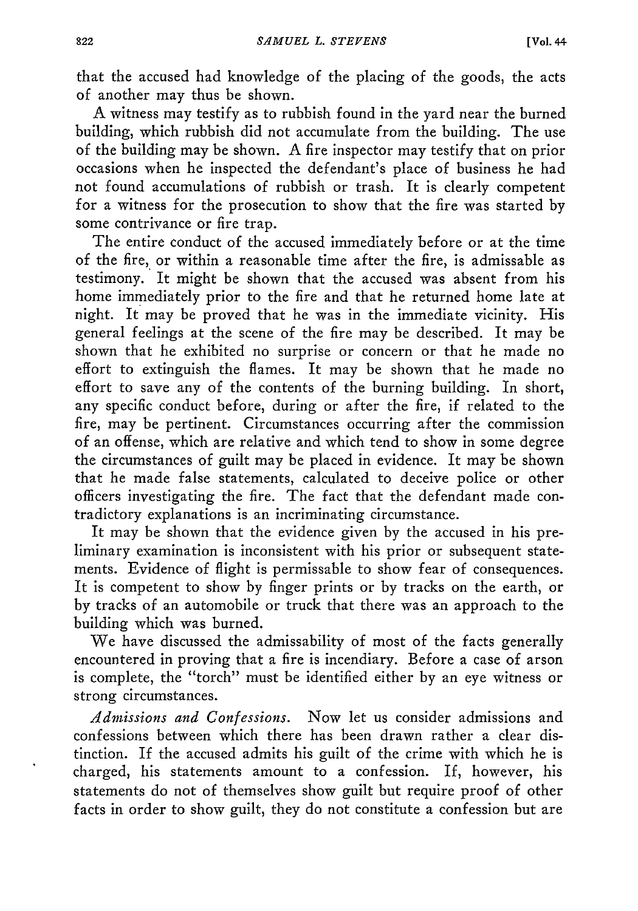that the accused had knowledge of the placing of the goods, the acts of another may thus be shown.

A witness may testify as to rubbish found in the yard near the burned building, which rubbish did not accumulate from the building. The use of the building may be shown. A fire inspector may testify that on prior occasions when he inspected the defendant's place of business he had not found accumulations of rubbish or trash. It is clearly competent for a witness for the prosecution to show that the fire was started by some contrivance or fire trap.

The entire conduct of the accused immediately before or at the time of the fire, or within a reasonable time after the fire, is admissable as testimony. It might be shown that the accused was absent from his home immediately prior to the fire and that he returned home late at night. It may be proved that he was in the immediate vicinity. His general feelings at the scene of the fire may be described. It may be shown that he exhibited no surprise or concern or that he made no effort to extinguish the flames. It may be shown that he made no effort to save any of the contents of the burning building. In short, any specific conduct before, during or after the fire, if related to the fire, may be pertinent. Circumstances occurring after the commission of an offense, which are relative and which tend to show in some degree the circumstances of guilt may be placed in evidence. It may be shown that he made false statements, calculated to deceive police or other officers investigating the fire. The fact that the defendant made contradictory explanations is an incriminating circumstance.

It may be shown that the evidence given by the accused in his preliminary examination is inconsistent with his prior or subsequent statements. Evidence of flight is permissable to show fear of consequences. It is competent to show by finger prints or by tracks on the earth, or by tracks of an automobile or truck that there was an approach to the building which was burned.

We have discussed the admissability of most of the facts generally encountered in proving that a fire is incendiary. Before a case of arson is complete, the "torch" must be identified either by an eye witness or strong circumstances.

*Admissions and Confessions.* Now let us consider admissions and confessions between which there has been drawn rather a clear distinction. If the accused admits his guilt of the crime with which he is charged, his statements amount to a confession. If, however, his statements do not of themselves show guilt but require proof of other facts in order to show guilt, they do not constitute a confession but are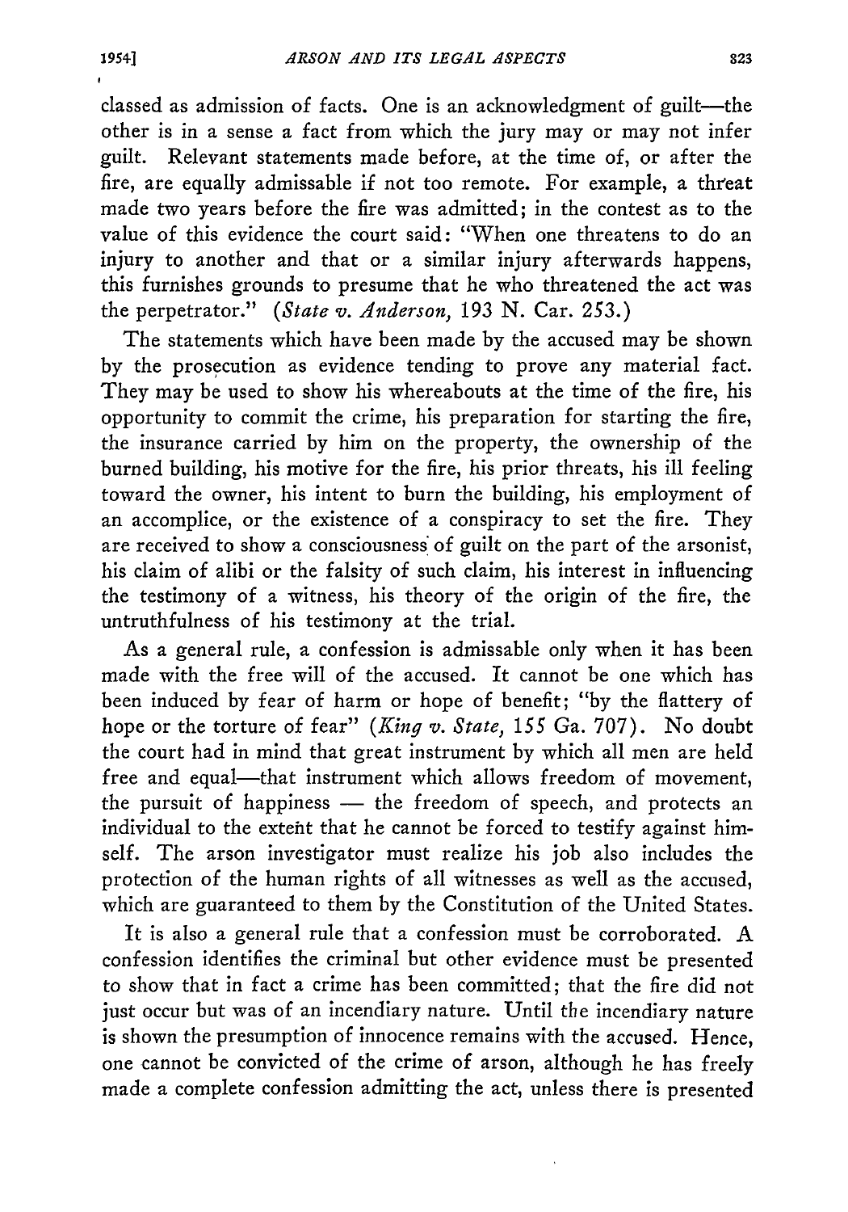classed as admission of facts. One is an acknowledgment of guilt—the other is in a sense a fact from which the jury may or may not infer guilt. Relevant statements made before, at the time of, or after the fire, are equally admissable if not too remote. For example, a threat made two years before the fire was admitted; in the contest as to the value of this evidence the court said: "When one threatens to do an injury to another and that or a similar injury afterwards happens, this furnishes grounds to presume that he who threatened the act was the perpetrator." (*State v. Anderson,* 193 N. Car. 253.)

The statements which have been made by the accused may be shown by the prosecution as evidence tending to prove any material fact. They may be used to show his whereabouts at the time of the fire, his opportunity to commit the crime, his preparation for starting the fire, the insurance carried by him on the property, the ownership of the burned building, his motive for the fire, his prior threats, his ill feeling toward the owner, his intent to burn the building, his employment of an accomplice, or the existence of a conspiracy to set the fire. They are received to show a consciousness of guilt on the part of the arsonist, his claim of alibi or the falsity of such claim, his interest in influencing the testimony of a witness, his theory of the origin of the fire, the untruthfulness of his testimony at the trial.

As a general rule, a confession is admissable only when it has been made with the free will of the accused. It cannot be one which has been induced by fear of harm or hope of benefit; "by the flattery of hope or the torture of fear" (*King v. State,* 155 Ga. 707). No doubt the court had in mind that great instrument by which all men are held free and equal—that instrument which allows freedom of movement, the pursuit of happiness — the freedom of speech, and protects an individual to the extent that he cannot be forced to testify against himself. The arson investigator must realize his job also includes the protection of the human rights of all witnesses as well as the accused, which are guaranteed to them by the Constitution of the United States.

It is also a general rule that a confession must be corroborated. A confession identifies the criminal but other evidence must be presented to show that in fact a crime has been committed; that the fire did not just occur but was of an incendiary nature. Until the incendiary nature is shown the presumption of innocence remains with the accused. Hence, one cannot be convicted of the crime of arson, although he has freely made a complete confession admitting the act, unless there is presented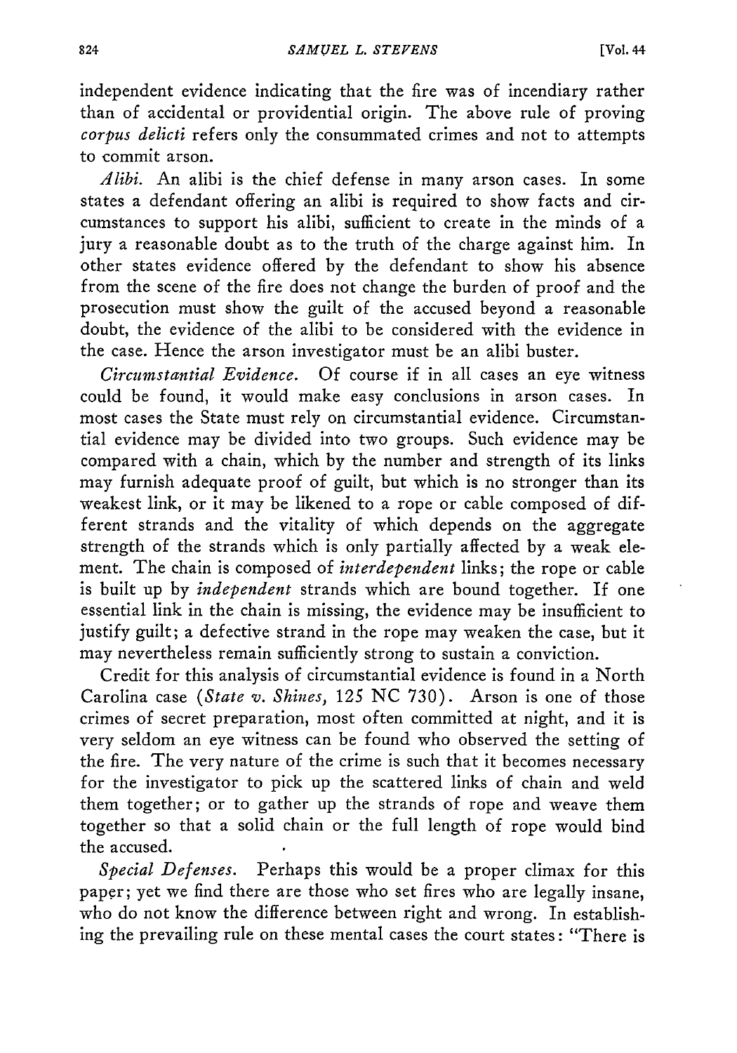independent evidence indicating that the fire was of incendiary rather than of accidental or providential origin. The above rule of proving *corpus delicti* refers only the consummated crimes and not to attempts to commit arson.

*Alibi.* An alibi is the chief defense in many arson cases. In some states a defendant offering an alibi is required to show facts and circumstances to support his alibi, sufficient to create in the minds of a jury a reasonable doubt as to the truth of the charge against him. In other states evidence offered by the defendant to show his absence from the scene of the fire does not change the burden of proof and the prosecution must show the guilt of the accused beyond a reasonable doubt, the evidence of the alibi to be considered with the evidence in the case. Hence the arson investigator must be an alibi buster.

*Circumstantial Evidence.* Of course if in all cases an eye witness could be found, it would make easy conclusions in arson cases. In most cases the State must rely on circumstantial evidence. Circumstantial evidence may be divided into two groups. Such evidence may be compared with a chain, which by the number and strength of its links may furnish adequate proof of guilt, but which is no stronger than its weakest link, or it may be likened to a rope or cable composed of different strands and the vitality of which depends on the aggregate strength of the strands which is only partially affected by a weak element. The chain is composed of *interdependent* links; the rope or cable is built up by *independent* strands which are bound together. If one essential link in the chain is missing, the evidence may be insufficient to justify guilt; a defective strand in the rope may weaken the case, but it may nevertheless remain sufficiently strong to sustain a conviction.

Credit for this analysis of circumstantial evidence is found in a North Carolina case (*State v. Shines,* 125 NC 730). Arson is one of those crimes of secret preparation, most often committed at night, and it is very seldom an eye witness can be found who observed the setting of the fire. The very nature of the crime is such that it becomes necessary for the investigator to pick up the scattered links of chain and weld them together; or to gather up the strands of rope and weave them together so that a solid chain or the full length of rope would bind the accused.

*Special Defenses.* Perhaps this would be a proper climax for this paper; yet we find there are those who set fires who are legally insane, who do not know the difference between right and wrong. In establishing the prevailing rule on these mental cases the court states: "There is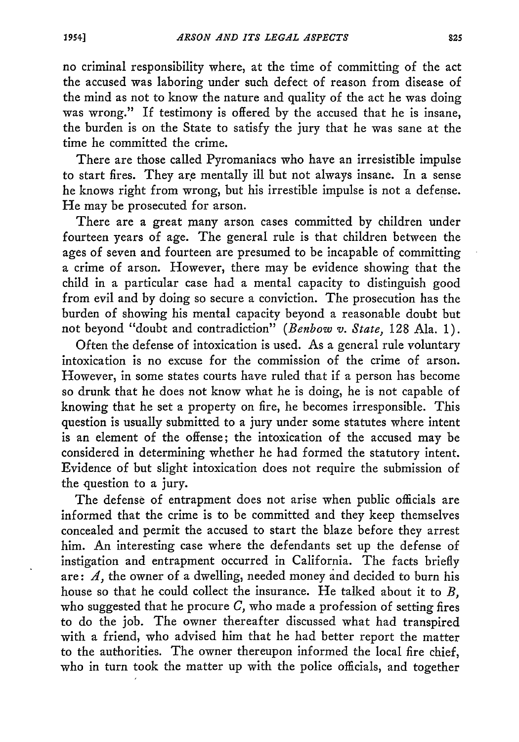no criminal responsibility where, at the time of committing of the act the accused was laboring under such defect of reason from disease of the mind as not to know the nature and quality of the act he was doing was wrong." If testimony is offered by the accused that he is insane, the burden is on the State to satisfy the jury that he was sane at the time he committed the crime.

There are those called Pyromaniacs who have an irresistible impulse to start fires. They are mentally ill but not always insane. In a sense he knows right from wrong, but his irrestible impulse is not a defense. He may be prosecuted for arson.

There are a great many arson cases committed by children under fourteen years of age. The general rule is that children between the ages of seven and fourteen are presumed to be incapable of committing a crime of arson. However, there may be evidence showing that the child in a particular case had a mental capacity to distinguish good from evil and by doing so secure a conviction. The prosecution has the burden of showing his mental capacity beyond a reasonable doubt but not beyond "doubt and contradiction" (*Benbow v. State,* 128 Ala. 1).

Often the defense of intoxication is used. As a general rule voluntary intoxication is no excuse for the commission of the crime of arson. However, in some states courts have ruled that if a person has become so drunk that he does not know what he is doing, he is not capable of knowing that he set a property on fire, he becomes irresponsible. This question is usually submitted to a jury under some statutes where intent is an element of the offense; the intoxication of the accused may be considered in determining whether he had formed the statutory intent. Evidence of but slight intoxication does not require the submission of the question to a jury.

The defense of entrapment does not arise when public officials are informed that the crime is to be committed and they keep themselves concealed and permit the accused to start the blaze before they arrest him. An interesting case where the defendants set up the defense of instigation and entrapment occurred in California. The facts briefly are: *A,* the owner of a dwelling, needed money and decided to burn his house so that he could collect the insurance. He talked about it to *B,* who suggested that he procure *C,* who made a profession of setting fires to do the job. The owner thereafter discussed what had transpired with a friend, who advised him that he had better report the matter to the authorities. The owner thereupon informed the local fire chief, who in turn took the matter up with the police officials, and together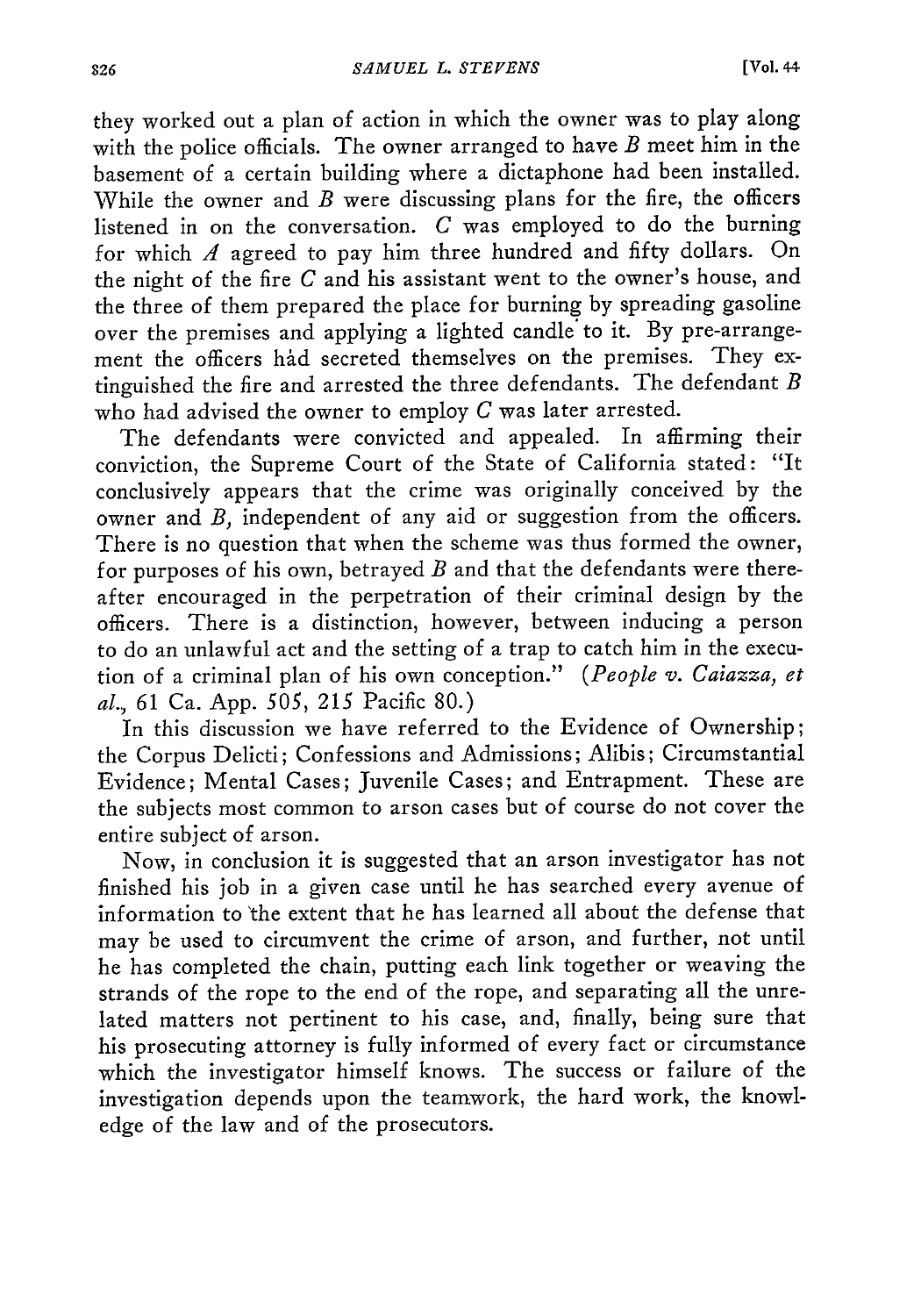they worked out a plan of action in which the owner was to play along with the police officials. The owner arranged to have *B* meet him in the basement of a certain building where a dictaphone had been installed. While the owner and *B* were discussing plans for the fire, the officers listened in on the conversation. *C* was employed to do the burning for which *A* agreed to pay him three hundred and fifty dollars. On the night of the fire *C* and his assistant went to the owner's house, and the three of them prepared the place for burning by spreading gasoline over the premises and applying a lighted candle to it. By pre-arrangement the officers had secreted themselves on the premises. They extinguished the fire and arrested the three defendants. The defendant *B* who had advised the owner to employ *C* was later arrested.

The defendants were convicted and appealed. In affirming their conviction, the Supreme Court of the State of California stated: "It conclusively appears that the crime was originally conceived by the owner and *B*, independent of any aid or suggestion from the officers. There is no question that when the scheme was thus formed the owner, for purposes of his own, betrayed *B* and that the defendants were thereafter encouraged in the perpetration of their criminal design by the officers. There is a distinction, however, between inducing a person to do an unlawful act and the setting of a trap to catch him in the execution of a criminal plan of his own conception." (*People v. Caiazza, et al.*, 61 Ca. App. 505, 215 Pacific 80.)

In this discussion we have referred to the Evidence of Ownership; the Corpus Delicti; Confessions and Admissions; Alibis; Circumstantial Evidence; Mental Cases; Juvenile Cases; and Entrapment. These are the subjects most common to arson cases but of course do not cover the entire subject of arson.

Now, in conclusion it is suggested that an arson investigator has not finished his job in a given case until he has searched every avenue of information to the extent that he has learned all about the defense that may be used to circumvent the crime of arson, and further, not until he has completed the chain, putting each link together or weaving the strands of the rope to the end of the rope, and separating all the unrelated matters not pertinent to his case, and, finally, being sure that his prosecuting attorney is fully informed of every fact or circumstance which the investigator himself knows. The success or failure of the investigation depends upon the teamwork, the hard work, the knowledge of the law and of the prosecutors.